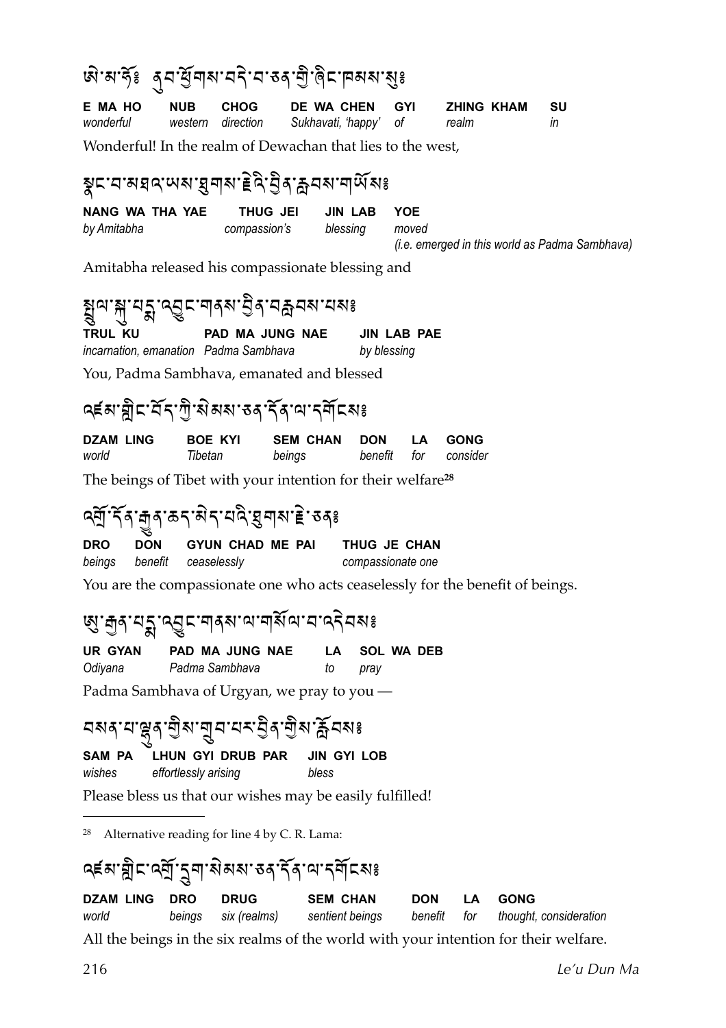ཨེ་མ་ཧོཿ ནུབ་ཕྱོགས་བདེ་བ་ཅན་གྱི་ཞིང་ཁམས་སུཿ

| E MA HO | NUB | CHOG | DE WA CHEN | GYI | ZHING KHAM | SU |
|---|---|---|---|---|---|---|
| *wonderful* | *western* | *direction* | *Sukhavati, 'happy'* | *of* | *realm* | *in* |

Wonderful! In the realm of Dewachan that lies to the west,

སྣང་བ་མཐའ་ཡས་ཐུགས་རྗེའི་བྱིན་རླབས་གཡོསཿ

| NANG WA THA YAE | THUG JEI | JIN LAB | YOE |
|---|---|---|---|
| *by Amitabha* | *compassion's* | *blessing* | *moved (i.e. emerged in this world as Padma Sambhava)* |

Amitabha released his compassionate blessing and

སྤྲུལ་སྐུ་པདྨ་འབྱུང་གནས་བྱིན་བརླབས་པསཿ

| TRUL KU | PAD MA JUNG NAE | JIN LAB PAE |
|---|---|---|
| *incarnation, emanation* | *Padma Sambhava* | *by blessing* |

You, Padma Sambhava, emanated and blessed

འཛམ་གླིང་བོད་ཀྱི་སེམས་ཅན་དོན་ལ་དགོངསཿ

| DZAM LING | BOE KYI | SEM CHAN | DON | LA | GONG |
|---|---|---|---|---|---|
| *world* | *Tibetan* | *beings* | *benefit* | *for* | *consider* |

The beings of Tibet with your intention for their welfare[28]

འགྲོ་དོན་རྒྱུན་ཆད་མེད་པའི་ཐུགས་རྗེ་ཅནཿ

| DRO | DON | GYUN CHAD ME PAI | THUG JE CHAN |
|---|---|---|---|
| *beings* | *benefit* | *ceaselessly* | *compassionate one* |

You are the compassionate one who acts ceaselessly for the benefit of beings.

ཨུ་རྒྱན་པདྨ་འབྱུང་གནས་ལ་གསོལ་བ་འདེབསཿ

| UR GYAN | PAD MA JUNG NAE | LA | SOL WA DEB |
|---|---|---|---|
| *Odiyana* | *Padma Sambhava* | *to* | *pray* |

Padma Sambhava of Urgyan, we pray to you —

བསམ་པ་ལྷུན་གྱིས་གྲུབ་པར་བྱིན་གྱིས་རློབསཿ

| SAM PA | LHUN GYI DRUB PAR | JIN GYI LOB |
|---|---|---|
| *wishes* | *effortlessly arising* | *bless* |

Please bless us that our wishes may be easily fulfilled!

---

[28] Alternative reading for line 4 by C. R. Lama:

འཛམ་གླིང་འགྲོ་དྲུག་སེམས་ཅན་དོན་ལ་དགོངསཿ

| DZAM LING | DRO | DRUG | SEM CHAN | DON | LA | GONG |
|---|---|---|---|---|---|---|
| *world* | *beings* | *six (realms)* | *sentient beings* | *benefit* | *for* | *thought, consideration* |

All the beings in the six realms of the world with your intention for their welfare.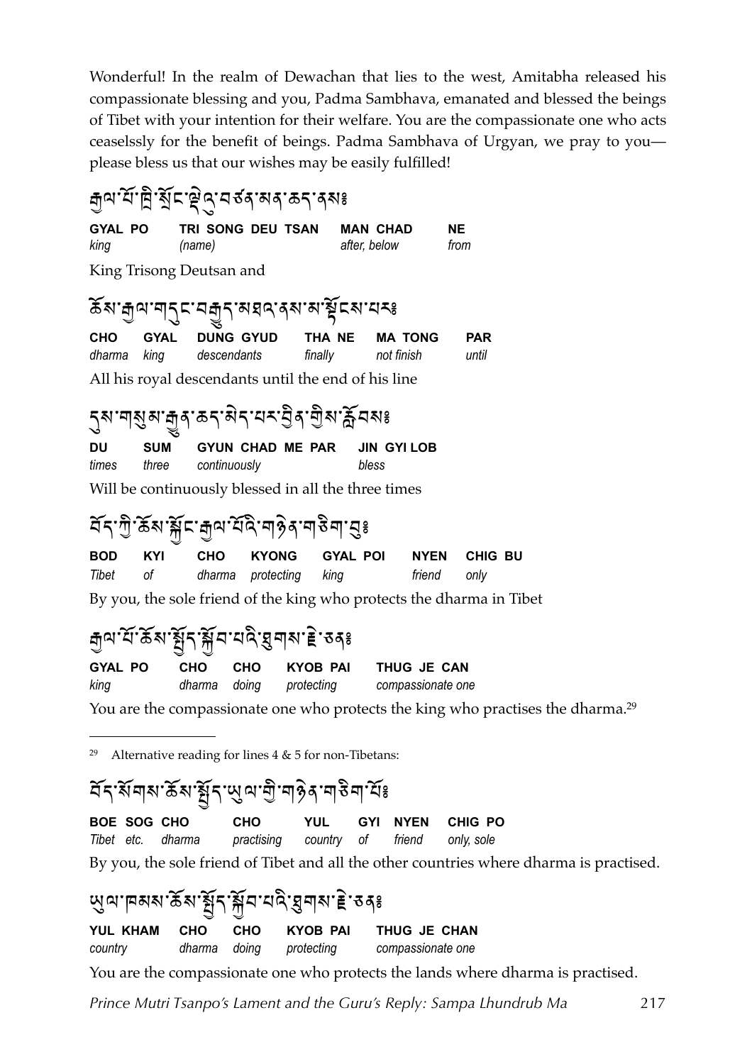Wonderful! In the realm of Dewachan that lies to the west, Amitabha released his compassionate blessing and you, Padma Sambhava, emanated and blessed the beings of Tibet with your intention for their welfare. You are the compassionate one who acts ceaselssly for the benefit of beings. Padma Sambhava of Urgyan, we pray to you—please bless us that our wishes may be easily fulfilled!

རྒྱལ་པོ་ཁྲི་སྲོང་ལྡེའུ་བཙན་མན་ཆད་ནས༔

| GYAL PO | TRI SONG DEU TSAN | MAN CHAD | NE |
|---|---|---|---|
| *king* | *(name)* | *after, below* | *from* |

King Trisong Deutsan and

ཆོས་རྒྱལ་གདུང་བརྒྱུད་མཐའ་ནས་མ་སྟོངས་པར༔

| CHO | GYAL | DUNG GYUD | THA NE | MA TONG | PAR |
|---|---|---|---|---|---|
| *dharma* | *king* | *descendants* | *finally* | *not finish* | *until* |

All his royal descendants until the end of his line

དུས་གསུམ་རྒྱུན་ཆད་མེད་པར་བྱིན་གྱིས་རློབས༔

| DU | SUM | GYUN CHAD ME PAR | JIN GYI LOB |
|---|---|---|---|
| *times* | *three* | *continuously* | *bless* |

Will be continuously blessed in all the three times

བོད་ཀྱི་ཆོས་སྐྱོང་རྒྱལ་པོའི་གཉེན་གཅིག་བུ༔

| BOD | KYI | CHO | KYONG | GYAL POI | NYEN | CHIG BU |
|---|---|---|---|---|---|---|
| *Tibet* | *of* | *dharma* | *protecting* | *king* | *friend* | *only* |

By you, the sole friend of the king who protects the dharma in Tibet

རྒྱལ་པོ་ཆོས་སྤྱོད་སྐྱོབ་པའི་ཐུགས་རྗེ་ཅན༔

| GYAL PO | CHO | CHO | KYOB PAI | THUG JE CAN |
|---|---|---|---|---|
| *king* | *dharma* | *doing* | *protecting* | *compassionate one* |

You are the compassionate one who protects the king who practises the dharma.[29]

---

[29] Alternative reading for lines 4 & 5 for non-Tibetans:

བོད་སོགས་ཆོས་སྤྱོད་ཡུལ་གྱི་གཉེན་གཅིག་པོ༔

| BOE SOG CHO | CHO | YUL | GYI | NYEN | CHIG PO |
|---|---|---|---|---|---|
| *Tibet etc. dharma* | *practising* | *country* | *of* | *friend* | *only, sole* |

By you, the sole friend of Tibet and all the other countries where dharma is practised.

ཡུལ་ཁམས་ཆོས་སྤྱོད་སྐྱོབ་པའི་ཐུགས་རྗེ་ཅན༔

| YUL KHAM | CHO | CHO | KYOB PAI | THUG JE CHAN |
|---|---|---|---|---|
| *country* | *dharma* | *doing* | *protecting* | *compassionate one* |

You are the compassionate one who protects the lands where dharma is practised.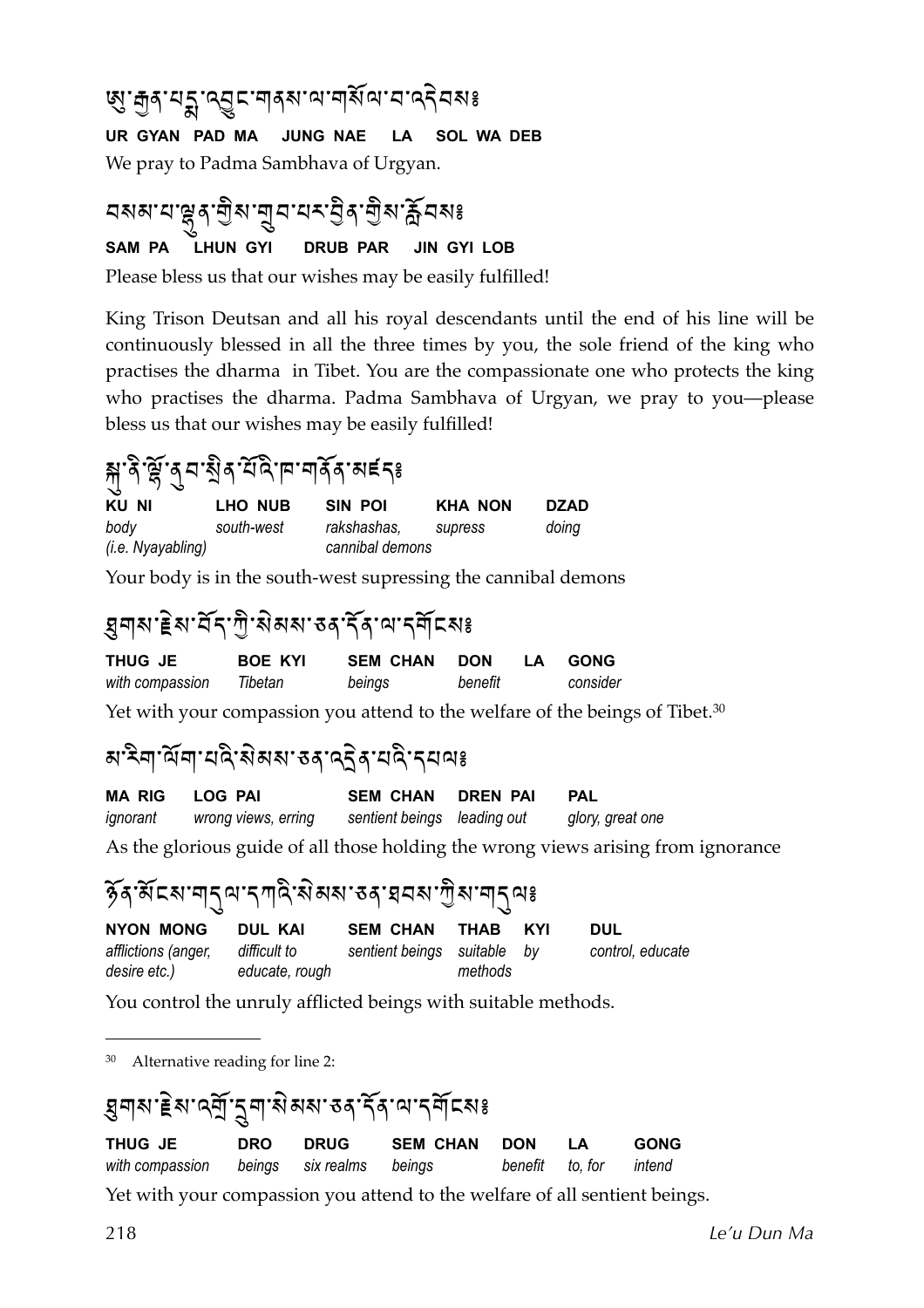ཨུ་རྒྱན་པདྨ་འབྱུང་གནས་ལ་གསོལ་བ་འདེབས༔

**UR GYAN PAD MA JUNG NAE LA SOL WA DEB**

We pray to Padma Sambhava of Urgyan.

བསམ་པ་ལྷུན་གྱིས་གྲུབ་པར་བྱིན་གྱིས་རློབས༔

**SAM PA LHUN GYI DRUB PAR JIN GYI LOB**

Please bless us that our wishes may be easily fulfilled!

King Trison Deutsan and all his royal descendants until the end of his line will be continuously blessed in all the three times by you, the sole friend of the king who practises the dharma in Tibet. You are the compassionate one who protects the king who practises the dharma. Padma Sambhava of Urgyan, we pray to you—please bless us that our wishes may be easily fulfilled!

སྐུ་ནི་ལྷོ་ནུབ་སྲིན་པོའི་ཁ་གནོན་མཛད༔

| KU NI | LHO NUB | SIN POI | KHA NON | DZAD |
|---|---|---|---|---|
| *body (i.e. Nyayabling)* | *south-west* | *rakshashas, cannibal demons* | *supress* | *doing* |

Your body is in the south-west supressing the cannibal demons

ཐུགས་རྗེས་བོད་ཀྱི་སེམས་ཅན་དོན་ལ་དགོངས༔

| THUG JE | BOE KYI | SEM CHAN | DON | LA | GONG |
|---|---|---|---|---|---|
| *with compassion* | *Tibetan* | *beings* | *benefit* | | *consider* |

Yet with your compassion you attend to the welfare of the beings of Tibet.[30]

མ་རིག་ལོག་པའི་སེམས་ཅན་འདྲེན་པའི་དཔལ༔

| MA RIG | LOG PAI | SEM CHAN | DREN PAI | PAL |
|---|---|---|---|---|
| *ignorant* | *wrong views, erring* | *sentient beings* | *leading out* | *glory, great one* |

As the glorious guide of all those holding the wrong views arising from ignorance

ཉོན་མོངས་གདུལ་དཀའི་སེམས་ཅན་ཐབས་ཀྱིས་གདུལ༔

| NYON MONG | DUL KAI | SEM CHAN | THAB | KYI | DUL |
|---|---|---|---|---|---|
| *afflictions (anger, desire etc.)* | *difficult to educate, rough* | *sentient beings* | *suitable methods* | *by* | *control, educate* |

You control the unruly afflicted beings with suitable methods.

---

[30] Alternative reading for line 2:

ཐུགས་རྗེས་འགྲོ་དྲུག་སེམས་ཅན་དོན་ལ་དགོངས༔

| THUG JE | DRO | DRUG | SEM CHAN | DON | LA | GONG |
|---|---|---|---|---|---|---|
| *with compassion* | *beings* | *six realms* | *beings* | *benefit* | *to, for* | *intend* |

Yet with your compassion you attend to the welfare of all sentient beings.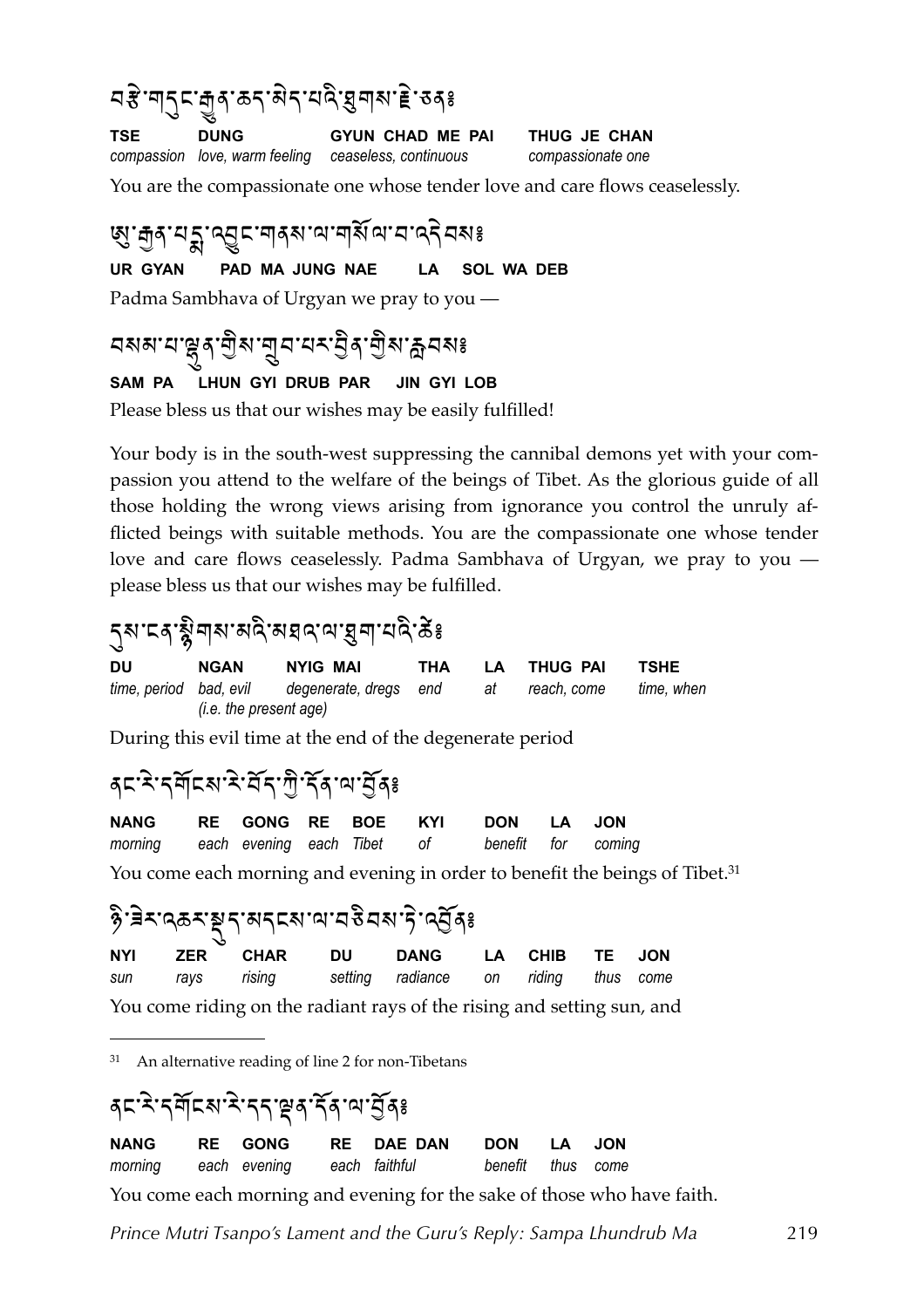བརྩེ་གདུང་རྒྱུན་ཆད་མེད་པའི་ཐུགས་རྗེ་ཅན༔

| TSE | DUNG | GYUN CHAD ME PAI | THUG JE CHAN |
|---|---|---|---|
| *compassion* | *love, warm feeling* | *ceaseless, continuous* | *compassionate one* |

You are the compassionate one whose tender love and care flows ceaselessly.

ཨུ་རྒྱན་པདྨ་འབྱུང་གནས་ལ་གསོལ་བ་འདེབས༔

| UR GYAN | PAD MA JUNG NAE | LA | SOL WA DEB |
|---|---|---|---|

Padma Sambhava of Urgyan we pray to you —

བསམ་པ་ལྷུན་གྱིས་གྲུབ་པར་བྱིན་གྱིས་རློབས༔

| SAM PA | LHUN GYI DRUB PAR | JIN GYI LOB |
|---|---|---|

Please bless us that our wishes may be easily fulfilled!

Your body is in the south-west suppressing the cannibal demons yet with your compassion you attend to the welfare of the beings of Tibet. As the glorious guide of all those holding the wrong views arising from ignorance you control the unruly afflicted beings with suitable methods. You are the compassionate one whose tender love and care flows ceaselessly. Padma Sambhava of Urgyan, we pray to you — please bless us that our wishes may be fulfilled.

དུས་ངན་སྙིགས་མའི་མཐའ་ལ་ཐུག་པའི་ཚེ༔

| DU | NGAN | NYIG MAI | THA | LA | THUG PAI | TSHE |
|---|---|---|---|---|---|---|
| *time, period* | *bad, evil (i.e. the present age)* | *degenerate, dregs* | *end* | *at* | *reach, come* | *time, when* |

During this evil time at the end of the degenerate period

ནང་རེ་དགོངས་རེ་བོད་ཀྱི་དོན་ལ་བྱོན༔

| NANG | RE | GONG | RE | BOE | KYI | DON | LA | JON |
|---|---|---|---|---|---|---|---|---|
| *morning* | *each* | *evening* | *each* | *Tibet* | *of* | *benefit* | *for* | *coming* |

You come each morning and evening in order to benefit the beings of Tibet.[31]

ཉི་ཟེར་འཆར་སྡུད་མདངས་ལ་བཅིབས་ཏེ་འབྱོན༔

| NYI | ZER | CHAR | DU | DANG | LA | CHIB | TE | JON |
|---|---|---|---|---|---|---|---|---|
| *sun* | *rays* | *rising* | *setting* | *radiance* | *on* | *riding* | *thus* | *come* |

You come riding on the radiant rays of the rising and setting sun, and

[31] An alternative reading of line 2 for non-Tibetans

ནང་རེ་དགོངས་རེ་དད་ལྡན་དོན་ལ་བྱོན༔

| NANG | RE | GONG | RE | DAE DAN | DON | LA | JON |
|---|---|---|---|---|---|---|---|
| *morning* | *each* | *evening* | *each* | *faithful* | *benefit* | *thus* | *come* |

You come each morning and evening for the sake of those who have faith.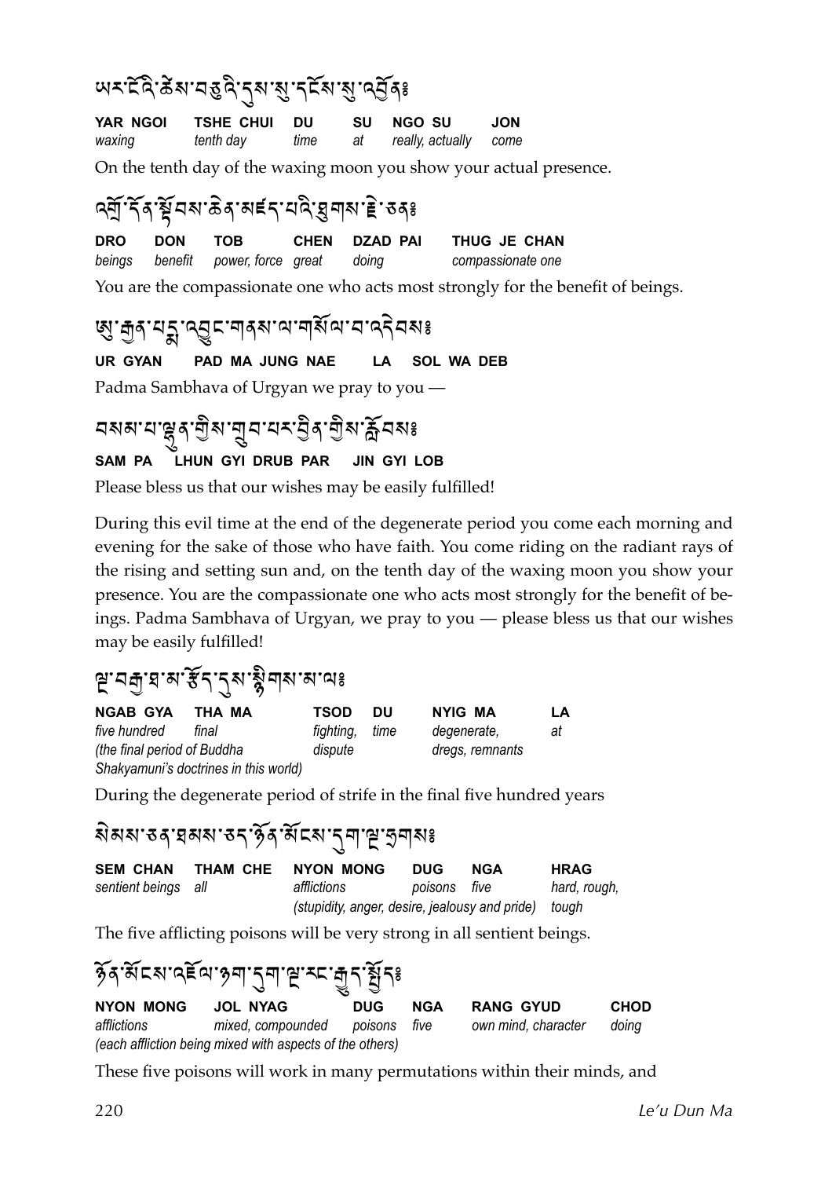ཡར་ངོའི་ཚེས་བཅུའི་དུས་སུ་དངོས་སུ་འབྱོན༔

| YAR NGOI | TSHE CHUI | DU | SU | NGO SU | JON |
|---|---|---|---|---|---|
| *waxing* | *tenth day* | *time* | *at* | *really, actually* | *come* |

On the tenth day of the waxing moon you show your actual presence.

འགྲོ་དོན་སྟོབས་ཆེན་མཛད་པའི་ཐུགས་རྗེ་ཅན༔

| DRO | DON | TOB | CHEN | DZAD PAI | THUG JE CHAN |
|---|---|---|---|---|---|
| *beings* | *benefit* | *power, force* | *great* | *doing* | *compassionate one* |

You are the compassionate one who acts most strongly for the benefit of beings.

ཨུ་རྒྱན་པདྨ་འབྱུང་གནས་ལ་གསོལ་བ་འདེབས༔

**UR GYAN PAD MA JUNG NAE LA SOL WA DEB**

Padma Sambhava of Urgyan we pray to you —

བསམ་པ་ལྷུན་གྱིས་གྲུབ་པར་བྱིན་གྱིས་རློབས༔

**SAM PA LHUN GYI DRUB PAR JIN GYI LOB**

Please bless us that our wishes may be easily fulfilled!

During this evil time at the end of the degenerate period you come each morning and evening for the sake of those who have faith. You come riding on the radiant rays of the rising and setting sun and, on the tenth day of the waxing moon you show your presence. You are the compassionate one who acts most strongly for the benefit of beings. Padma Sambhava of Urgyan, we pray to you — please bless us that our wishes may be easily fulfilled!

ལྔ་བརྒྱ་ཐ་མ་རྩོད་དུས་སྙིགས་མ་ལ༔

| NGAB GYA | THA MA | TSOD | DU | NYIG MA | LA |
|---|---|---|---|---|---|
| *five hundred* | *final* | *fighting, dispute* | *time* | *degenerate, dregs, remnants* | *at* |
| *(the final period of Buddha Shakyamuni's doctrines in this world)* | | | | | |

During the degenerate period of strife in the final five hundred years

སེམས་ཅན་ཐམས་ཅད་ཉོན་མོངས་དུག་ལྔ་དྲགས༔

| SEM CHAN | THAM CHE | NYON MONG | DUG | NGA | HRAG |
|---|---|---|---|---|---|
| *sentient beings* | *all* | *afflictions* | *poisons* | *five* | *hard, rough, tough* |
| | | *(stupidity, anger, desire, jealousy and pride)* | | | |

The five afflicting poisons will be very strong in all sentient beings.

ཉོན་མོངས་འཛོལ་ཉག་དུག་ལྔ་རང་རྒྱུད་སྤྱོད༔

| NYON MONG | JOL NYAG | DUG | NGA | RANG GYUD | CHOD |
|---|---|---|---|---|---|
| *afflictions* | *mixed, compounded* | *poisons* | *five* | *own mind, character* | *doing* |
| *(each affliction being mixed with aspects of the others)* | | | | | |

These five poisons will work in many permutations within their minds, and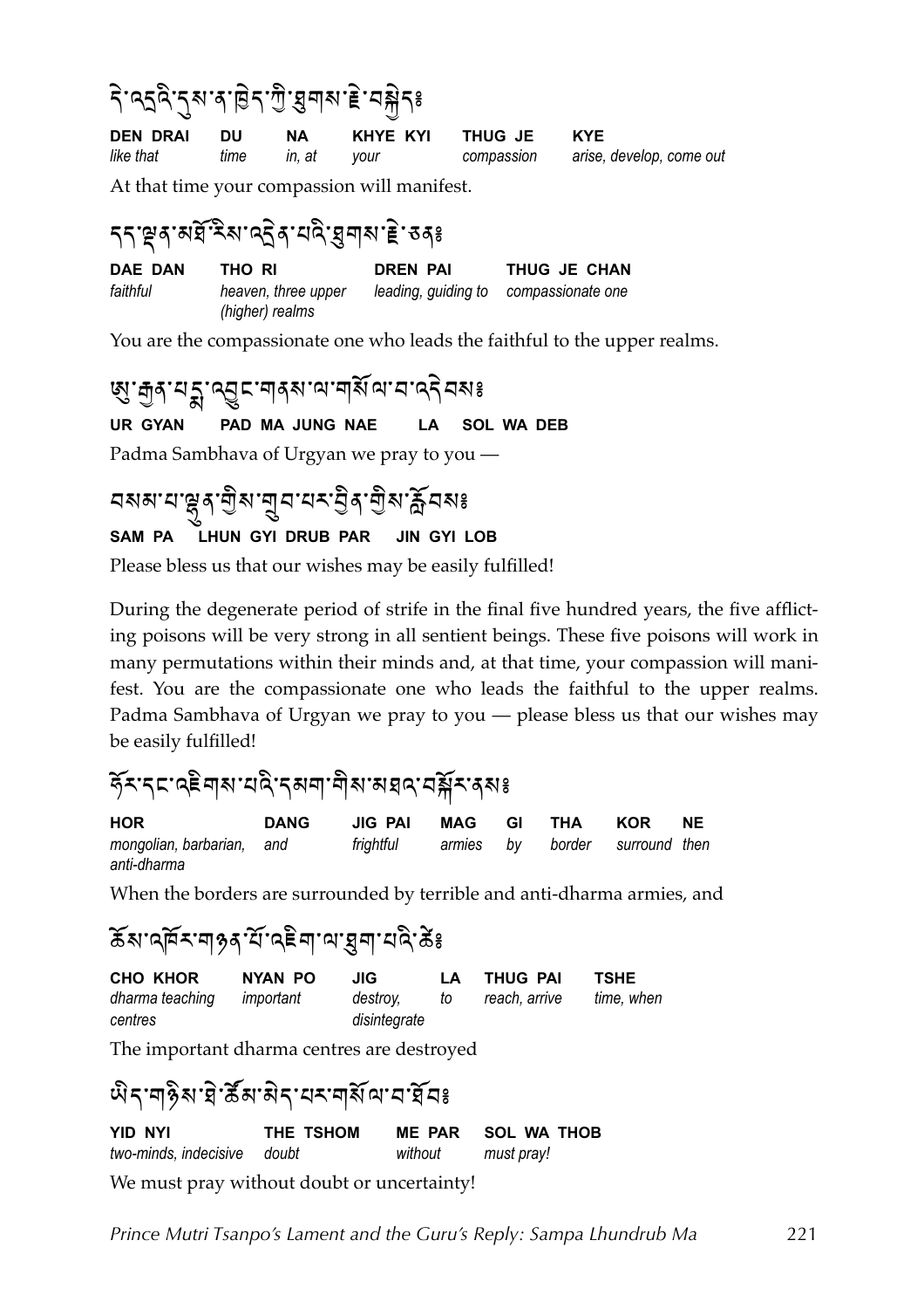དེ་འདྲའི་དུས་ན་ཁྱེད་ཀྱི་ཐུགས་རྗེ་བསྐྱེད༔

| DEN DRAI | DU | NA | KHYE KYI | THUG JE | KYE |
|---|---|---|---|---|---|
| *like that* | *time* | *in, at* | *your* | *compassion* | *arise, develop, come out* |

At that time your compassion will manifest.

དད་ལྡན་མཐོ་རིས་འདྲེན་པའི་ཐུགས་རྗེ་ཅན༔

| DAE DAN | THO RI | DREN PAI | THUG JE CHAN |
|---|---|---|---|
| *faithful* | *heaven, three upper (higher) realms* | *leading, guiding to* | *compassionate one* |

You are the compassionate one who leads the faithful to the upper realms.

ཨུ་རྒྱན་པདྨ་འབྱུང་གནས་ལ་གསོལ་བ་འདེབས༔

**UR GYAN  PAD MA JUNG NAE  LA  SOL WA DEB**

Padma Sambhava of Urgyan we pray to you —

བསམ་པ་ལྷུན་གྱིས་གྲུབ་པར་བྱིན་གྱིས་རློབས༔

**SAM PA  LHUN GYI DRUB PAR  JIN GYI LOB**

Please bless us that our wishes may be easily fulfilled!

During the degenerate period of strife in the final five hundred years, the five afflicting poisons will be very strong in all sentient beings. These five poisons will work in many permutations within their minds and, at that time, your compassion will manifest. You are the compassionate one who leads the faithful to the upper realms. Padma Sambhava of Urgyan we pray to you — please bless us that our wishes may be easily fulfilled!

ཧོར་དང་འཇིགས་པའི་དམག་གིས་མཐའ་བསྐོར་ནས༔

| HOR | DANG | JIG PAI | MAG | GI | THA | KOR | NE |
|---|---|---|---|---|---|---|---|
| *mongolian, barbarian, anti-dharma* | *and* | *frightful* | *armies* | *by* | *border* | *surround* | *then* |

When the borders are surrounded by terrible and anti-dharma armies, and

ཆོས་འཁོར་གཉན་པོ་འཇིག་ལ་ཐུག་པའི་ཚེ༔

| CHO KHOR | NYAN PO | JIG | LA | THUG PAI | TSHE |
|---|---|---|---|---|---|
| *dharma teaching centres* | *important* | *destroy, disintegrate* | *to* | *reach, arrive* | *time, when* |

The important dharma centres are destroyed

ཡིད་གཉིས་ཐེ་ཚོམ་མེད་པར་གསོལ་བ་ཐོབ༔

| YID NYI | THE TSHOM | ME PAR | SOL WA THOB |
|---|---|---|---|
| *two-minds, indecisive* | *doubt* | *without* | *must pray!* |

We must pray without doubt or uncertainty!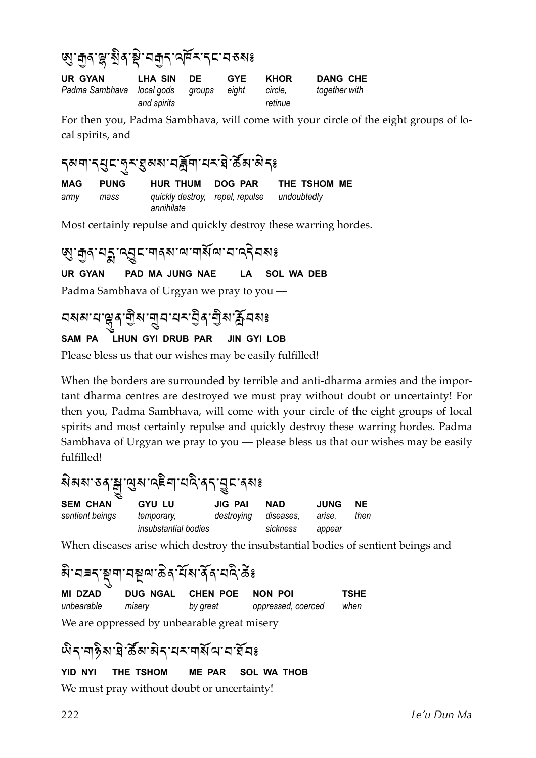ཨུ་རྒྱན་ལྷ་སྲིན་སྡེ་བརྒྱད་འཁོར་དང་བཅས༔

| **UR GYAN** | **LHA SIN** | **DE** | **GYE** | **KHOR** | **DANG CHE** |
|---|---|---|---|---|---|
| *Padma Sambhava* | *local gods and spirits* | *groups* | *eight* | *circle, retinue* | *together with* |

For then you, Padma Sambhava, will come with your circle of the eight groups of local spirits, and

དམག་དཔུང་ཧུར་ཐུམས་བཟློག་པར་ཐེ་ཚོམ་མེད༔

| **MAG** | **PUNG** | **HUR THUM** | **DOG PAR** | **THE TSHOM ME** |
|---|---|---|---|---|
| *army* | *mass* | *quickly destroy, annihilate* | *repel, repulse* | *undoubtedly* |

Most certainly repulse and quickly destroy these warring hordes.

ཨུ་རྒྱན་པདྨ་འབྱུང་གནས་ལ་གསོལ་བ་འདེབས༔

**UR GYAN PAD MA JUNG NAE LA SOL WA DEB**

Padma Sambhava of Urgyan we pray to you —

བསམ་པ་ལྷུན་གྱིས་གྲུབ་པར་བྱིན་གྱིས་རློབས༔

**SAM PA LHUN GYI DRUB PAR JIN GYI LOB**

Please bless us that our wishes may be easily fulfilled!

When the borders are surrounded by terrible and anti-dharma armies and the important dharma centres are destroyed we must pray without doubt or uncertainty! For then you, Padma Sambhava, will come with your circle of the eight groups of local spirits and most certainly repulse and quickly destroy these warring hordes. Padma Sambhava of Urgyan we pray to you — please bless us that our wishes may be easily fulfilled!

སེམས་ཅན་སྒྱུ་ལུས་འཇིག་པའི་ནད་བྱུང་ནས༔

| **SEM CHAN** | **GYU LU** | **JIG PAI** | **NAD** | **JUNG** | **NE** |
|---|---|---|---|---|---|
| *sentient beings* | *temporary, insubstantial bodies* | *destroying* | *diseases, sickness* | *arise, appear* | *then* |

When diseases arise which destroy the insubstantial bodies of sentient beings and

མི་བཟད་སྡུག་བསྔལ་ཆེན་པོས་ནོན་པའི་ཚེ༔

| **MI DZAD** | **DUG NGAL** | **CHEN POE** | **NON POI** | **TSHE** |
|---|---|---|---|---|
| *unbearable* | *misery* | *by great* | *oppressed, coerced* | *when* |

We are oppressed by unbearable great misery

ཡིད་གཉིས་ཐེ་ཚོམ་མེད་པར་གསོལ་བ་ཐོབ༔

**YID NYI THE TSHOM ME PAR SOL WA THOB**

We must pray without doubt or uncertainty!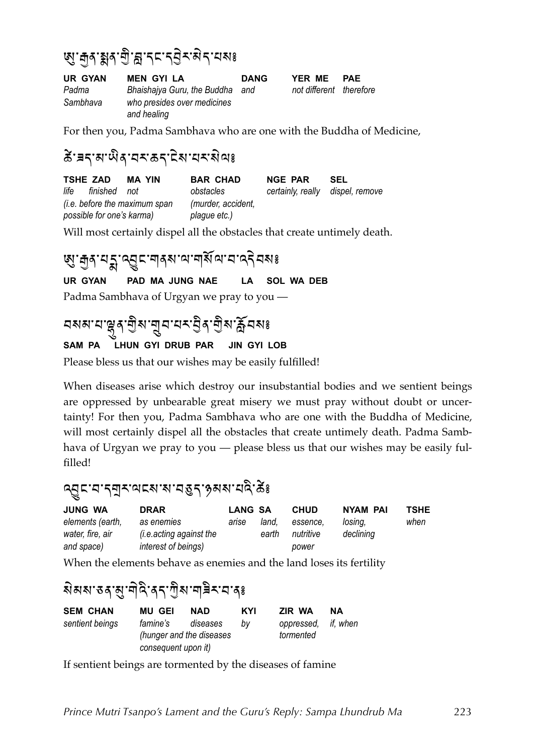ཨུ་རྒྱན་སྨན་གྱི་བླ་དང་དབྱེར་མེད་པས༔

| UR GYAN | MEN GYI LA | DANG | YER ME | PAE |
|---|---|---|---|---|
| *Padma Sambhava* | *Bhaishajya Guru, the Buddha who presides over medicines and healing* | *and* | *not different* | *therefore* |

For then you, Padma Sambhava who are one with the Buddha of Medicine,

ཚེ་ཟད་མ་ཡིན་བར་ཆད་ངེས་པར་སེལ༔

| TSHE ZAD | MA YIN | BAR CHAD | NGE PAR | SEL |
|---|---|---|---|---|
| *life finished* | *not* | *obstacles (murder, accident, plague etc.)* | *certainly, really* | *dispel, remove* |
| *(i.e. before the maximum span possible for one's karma)* | | | | |

Will most certainly dispel all the obstacles that create untimely death.

ཨུ་རྒྱན་པདྨ་འབྱུང་གནས་ལ་གསོལ་བ་འདེབས༔

**UR GYAN PAD MA JUNG NAE LA SOL WA DEB**

Padma Sambhava of Urgyan we pray to you —

བསམ་པ་ལྷུན་གྱིས་གྲུབ་པར་བྱིན་གྱིས་རློབས༔

**SAM PA LHUN GYI DRUB PAR JIN GYI LOB**

Please bless us that our wishes may be easily fulfilled!

When diseases arise which destroy our insubstantial bodies and we sentient beings are oppressed by unbearable great misery we must pray without doubt or uncertainty! For then you, Padma Sambhava who are one with the Buddha of Medicine, will most certainly dispel all the obstacles that create untimely death. Padma Sambhava of Urgyan we pray to you — please bless us that our wishes may be easily fulfilled!

འབྱུང་བ་དགྲར་ལངས་ས་བཅུད་ཉམས་པའི་ཚེ༔

| JUNG WA | DRAR | LANG | SA | CHUD | NYAM PAI | TSHE |
|---|---|---|---|---|---|---|
| *elements (earth, water, fire, air and space)* | *as enemies (i.e.acting against the interest of beings)* | *arise* | *land, earth* | *essence, nutritive power* | *losing, declining* | *when* |

When the elements behave as enemies and the land loses its fertility

སེམས་ཅན་མུ་གེའི་ནད་ཀྱིས་གཟིར་བ་ན༔

| SEM CHAN | MU GEI | NAD | KYI | ZIR WA | NA |
|---|---|---|---|---|---|
| *sentient beings* | *famine's* | *diseases* | *by* | *oppressed, tormented* | *if, when* |
| | *(hunger and the diseases consequent upon it)* | | | | |

If sentient beings are tormented by the diseases of famine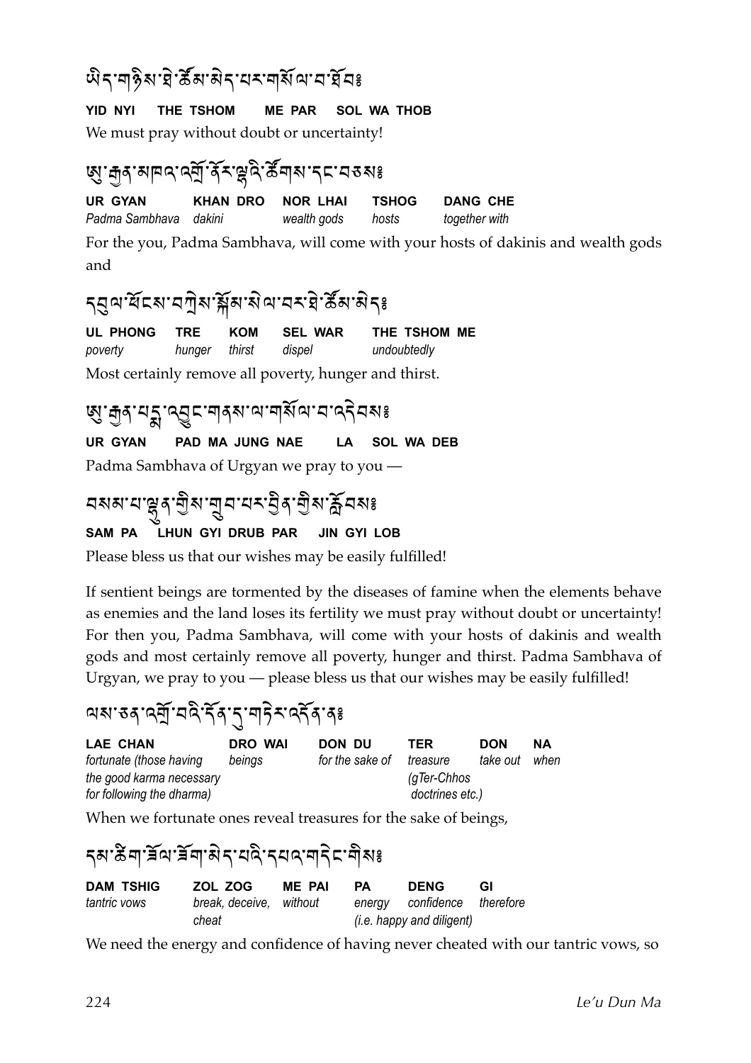ཡིད་གཉིས་ཐེ་ཚོམ་མེད་པར་གསོལ་བ་ཐོབ༔

**YID NYI THE TSHOM ME PAR SOL WA THOB**

We must pray without doubt or uncertainty!

ཨུ་རྒྱན་མཁའ་འགྲོ་ནོར་ལྷའི་ཚོགས་དང་བཅས༔

| UR GYAN | KHAN DRO | NOR LHAI | TSHOG | DANG CHE |
|---|---|---|---|---|
| *Padma Sambhava* | *dakini* | *wealth gods* | *hosts* | *together with* |

For the you, Padma Sambhava, will come with your hosts of dakinis and wealth gods and

དབུལ་ཕོངས་བཀྲེས་སྐོམ་སེལ་བར་ཐེ་ཚོམ་མེད༔

| UL PHONG | TRE | KOM | SEL WAR | THE TSHOM ME |
|---|---|---|---|---|
| *poverty* | *hunger* | *thirst* | *dispel* | *undoubtedly* |

Most certainly remove all poverty, hunger and thirst.

ཨུ་རྒྱན་པདྨ་འབྱུང་གནས་ལ་གསོལ་བ་འདེབས༔

**UR GYAN PAD MA JUNG NAE LA SOL WA DEB**

Padma Sambhava of Urgyan we pray to you —

བསམ་པ་ལྷུན་གྱིས་གྲུབ་པར་བྱིན་གྱིས་རློབས༔

**SAM PA LHUN GYI DRUB PAR JIN GYI LOB**

Please bless us that our wishes may be easily fulfilled!

If sentient beings are tormented by the diseases of famine when the elements behave as enemies and the land loses its fertility we must pray without doubt or uncertainty! For then you, Padma Sambhava, will come with your hosts of dakinis and wealth gods and most certainly remove all poverty, hunger and thirst. Padma Sambhava of Urgyan, we pray to you — please bless us that our wishes may be easily fulfilled!

ལས་ཅན་འགྲོ་བའི་དོན་དུ་གཏེར་འདོན་ན༔

| LAE CHAN | DRO WAI | DON DU | TER | DON | NA |
|---|---|---|---|---|---|
| *fortunate (those having the good karma necessary for following the dharma)* | *beings* | *for the sake of* | *treasure (gTer-Chhos doctrines etc.)* | *take out* | *when* |

When we fortunate ones reveal treasures for the sake of beings,

དམ་ཚིག་ཟོལ་ཟོག་མེད་པའི་དཔའ་གདིང་གིས༔

| DAM TSHIG | ZOL ZOG | ME PAI | PA | DENG | GI |
|---|---|---|---|---|---|
| *tantric vows* | *break, deceive, cheat* | *without* | *energy* | *confidence* | *therefore* |
| | | | *(i.e. happy and diligent)* | | |

We need the energy and confidence of having never cheated with our tantric vows, so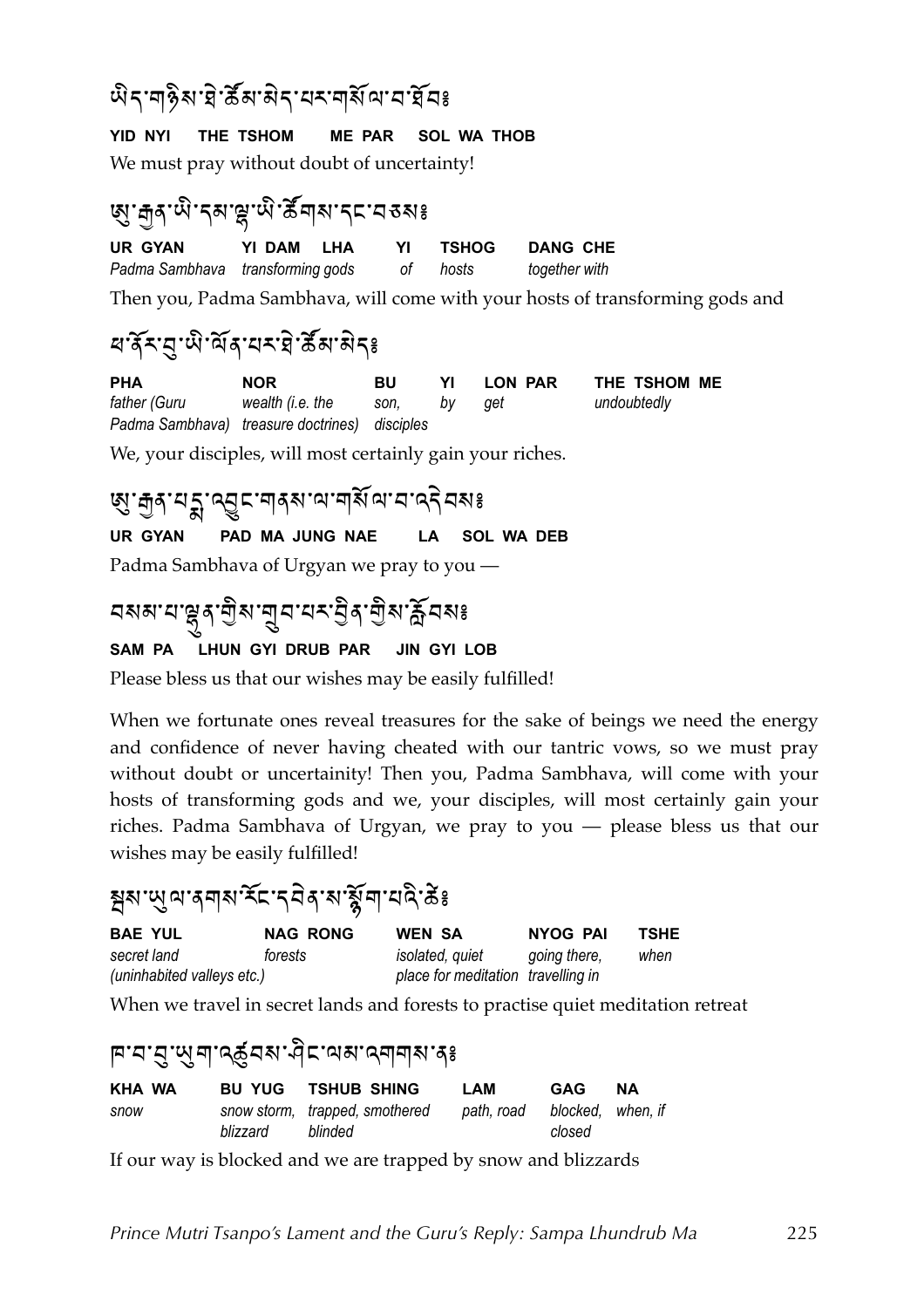ཡིད་གཉིས་ཐེ་ཚོམ་མེད་པར་གསོལ་བ་ཐོབ༔

**YID NYI THE TSHOM ME PAR SOL WA THOB**

We must pray without doubt of uncertainty!

ཨུ་རྒྱན་ཡི་དམ་ལྷ་ཡི་ཚོགས་དང་བཅས༔

| **UR GYAN** | **YI DAM LHA** | **YI** | **TSHOG** | **DANG CHE** |
|---|---|---|---|---|
| *Padma Sambhava* | *transforming gods* | *of* | *hosts* | *together with* |

Then you, Padma Sambhava, will come with your hosts of transforming gods and

ཕ་ནོར་བུ་ཡི་ལོན་པར་ཐེ་ཚོམ་མེད༔

| **PHA** | **NOR** | **BU** | **YI** | **LON PAR** | **THE TSHOM ME** |
|---|---|---|---|---|---|
| *father (Guru Padma Sambhava)* | *wealth (i.e. the treasure doctrines)* | *son, disciples* | *by* | *get* | *undoubtedly* |

We, your disciples, will most certainly gain your riches.

ཨུ་རྒྱན་པདྨ་འབྱུང་གནས་ལ་གསོལ་བ་འདེབས༔

**UR GYAN PAD MA JUNG NAE LA SOL WA DEB**

Padma Sambhava of Urgyan we pray to you —

བསམ་པ་ལྷུན་གྱིས་གྲུབ་པར་བྱིན་གྱིས་རློབས༔

**SAM PA LHUN GYI DRUB PAR JIN GYI LOB**

Please bless us that our wishes may be easily fulfilled!

When we fortunate ones reveal treasures for the sake of beings we need the energy and confidence of never having cheated with our tantric vows, so we must pray without doubt or uncertainity! Then you, Padma Sambhava, will come with your hosts of transforming gods and we, your disciples, will most certainly gain your riches. Padma Sambhava of Urgyan, we pray to you — please bless us that our wishes may be easily fulfilled!

སྦས་ཡུལ་ནགས་རོང་དབེན་ས་སྙོག་པའི་ཚེ༔

| **BAE YUL** | **NAG RONG** | **WEN SA** | **NYOG PAI** | **TSHE** |
|---|---|---|---|---|
| *secret land (uninhabited valleys etc.)* | *forests* | *isolated, quiet place for meditation* | *going there, travelling in* | *when* |

When we travel in secret lands and forests to practise quiet meditation retreat

ཁ་བ་བུ་ཡུག་འཚུབས་ཤིང་ལམ་འགགས་ན༔

| **KHA WA** | **BU YUG** | **TSHUB SHING** | **LAM** | **GAG** | **NA** |
|---|---|---|---|---|---|
| *snow* | *snow storm, blizzard* | *trapped, smothered blinded* | *path, road* | *blocked, closed* | *when, if* |

If our way is blocked and we are trapped by snow and blizzards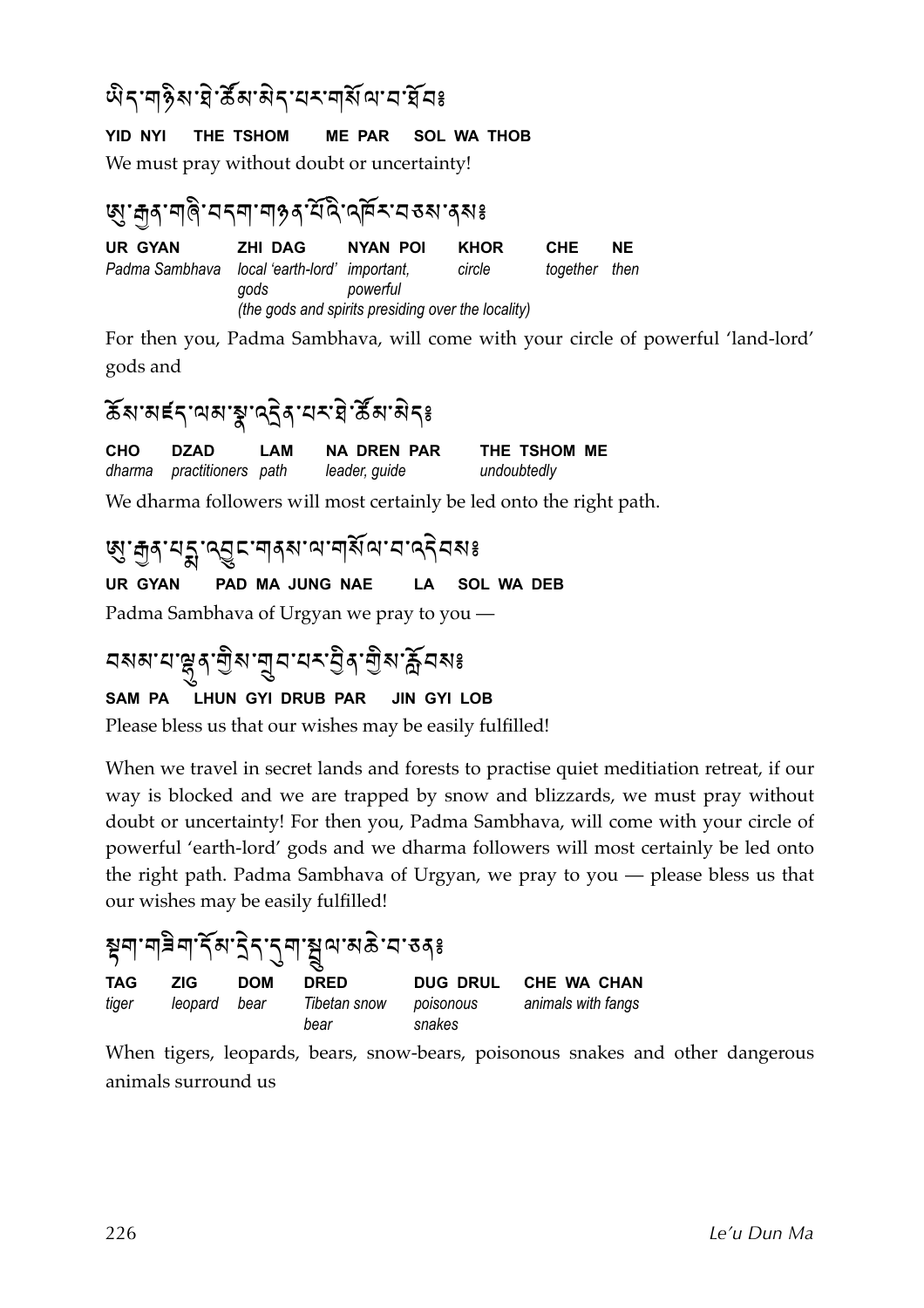ཡིད་གཉིས་ཐེ་ཚོམ་མེད་པར་གསོལ་བ་ཐོབ༔

**YID NYI THE TSHOM ME PAR SOL WA THOB**

We must pray without doubt or uncertainty!

ཨོ་རྒྱན་གཞི་བདག་གཉན་པོའི་འཁོར་བཅས་ནས༔

| UR GYAN | ZHI DAG | NYAN POI | KHOR | CHE | NE |
|---|---|---|---|---|---|
| *Padma Sambhava* | *local 'earth-lord' gods* | *important, powerful* | *circle* | *together* | *then* |
| | *(the gods and spirits presiding over the locality)* | | | | |

For then you, Padma Sambhava, will come with your circle of powerful 'land-lord' gods and

ཆོས་མཛད་ལམ་སྣ་འདྲེན་པར་ཐེ་ཚོམ་མེད༔

| CHO | DZAD | LAM | NA DREN PAR | THE TSHOM ME |
|---|---|---|---|---|
| *dharma* | *practitioners* | *path* | *leader, guide* | *undoubtedly* |

We dharma followers will most certainly be led onto the right path.

ཨོ་རྒྱན་པདྨ་འབྱུང་གནས་ལ་གསོལ་བ་འདེབས༔

**UR GYAN PAD MA JUNG NAE LA SOL WA DEB**

Padma Sambhava of Urgyan we pray to you —

བསམ་པ་ལྷུན་གྱིས་གྲུབ་པར་བྱིན་གྱིས་རློབས༔

**SAM PA LHUN GYI DRUB PAR JIN GYI LOB**

Please bless us that our wishes may be easily fulfilled!

When we travel in secret lands and forests to practise quiet meditiation retreat, if our way is blocked and we are trapped by snow and blizzards, we must pray without doubt or uncertainty! For then you, Padma Sambhava, will come with your circle of powerful 'earth-lord' gods and we dharma followers will most certainly be led onto the right path. Padma Sambhava of Urgyan, we pray to you — please bless us that our wishes may be easily fulfilled!

སྟག་གཟིག་དོམ་དྲེད་དུག་སྦྲུལ་མཆེ་བ་ཅན༔

| TAG | ZIG | DOM | DRED | DUG DRUL | CHE WA CHAN |
|---|---|---|---|---|---|
| *tiger* | *leopard* | *bear* | *Tibetan snow bear* | *poisonous snakes* | *animals with fangs* |

When tigers, leopards, bears, snow-bears, poisonous snakes and other dangerous animals surround us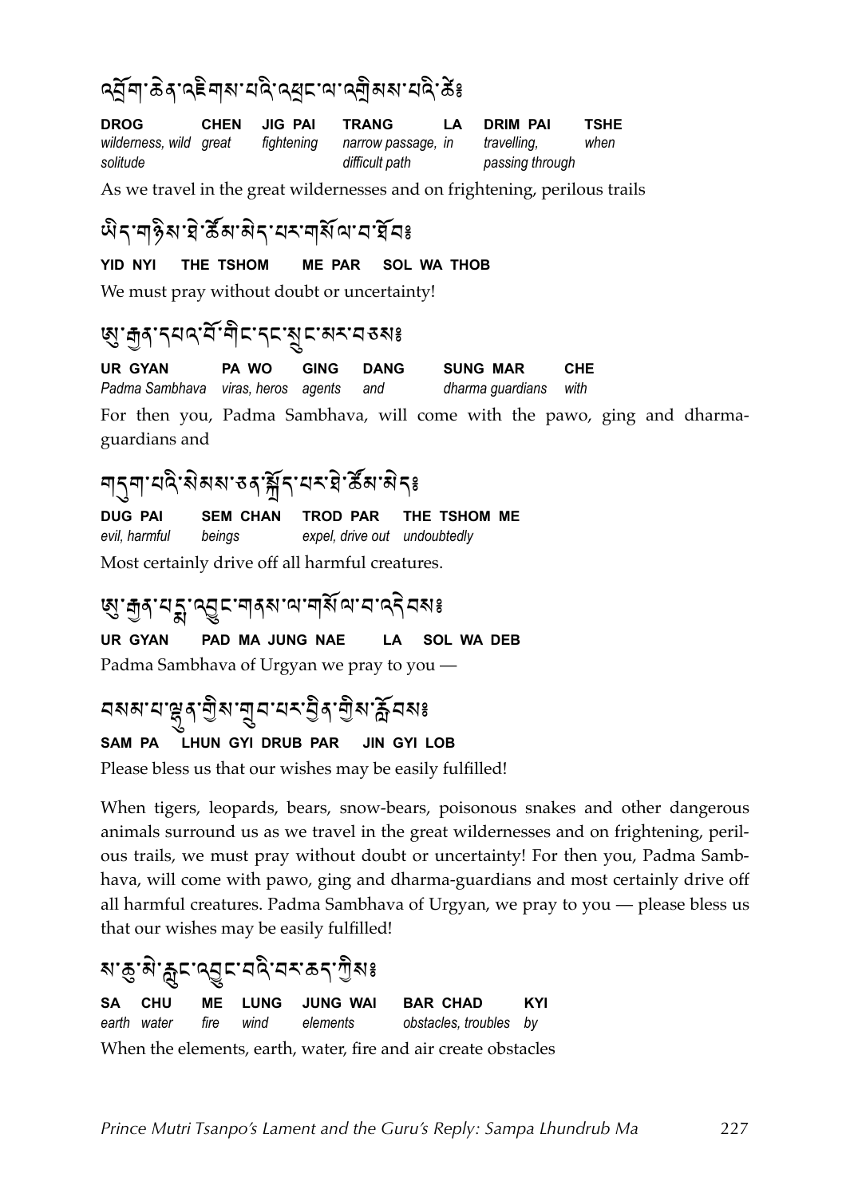**འབྲོག་ཆེན་འཇིགས་པའི་འཕྲང་ལ་འགྲིམས་པའི་ཚེ༔**

| DROG | CHEN | JIG PAI | TRANG | LA | DRIM PAI | TSHE |
|---|---|---|---|---|---|---|
| *wilderness, wild solitude* | *great* | *fightening* | *narrow passage, difficult path* | *in* | *travelling, passing through* | *when* |

As we travel in the great wildernesses and on frightening, perilous trails

**ཡིད་གཉིས་ཐེ་ཚོམ་མེད་པར་གསོལ་བ་ཐོབ༔**

**YID NYI THE TSHOM ME PAR SOL WA THOB**

We must pray without doubt or uncertainty!

**ཨུ་རྒྱན་དཔའ་བོ་གིང་དང་སྲུང་མར་བཅས༔**

| UR GYAN | PA WO | GING | DANG | SUNG MAR | CHE |
|---|---|---|---|---|---|
| *Padma Sambhava* | *viras, heros* | *agents* | *and* | *dharma guardians* | *with* |

For then you, Padma Sambhava, will come with the pawo, ging and dharma-guardians and

**གདུག་པའི་སེམས་ཅན་སྐྲོད་པར་ཐེ་ཚོམ་མེད༔**

| DUG PAI | SEM CHAN | TROD PAR | THE TSHOM ME |
|---|---|---|---|
| *evil, harmful* | *beings* | *expel, drive out* | *undoubtedly* |

Most certainly drive off all harmful creatures.

**ཨུ་རྒྱན་པདྨ་འབྱུང་གནས་ལ་གསོལ་བ་འདེབས༔**

**UR GYAN PAD MA JUNG NAE LA SOL WA DEB**

Padma Sambhava of Urgyan we pray to you —

**བསམ་པ་ལྷུན་གྱིས་གྲུབ་པར་བྱིན་གྱིས་རློབས༔**

**SAM PA LHUN GYI DRUB PAR JIN GYI LOB**

Please bless us that our wishes may be easily fulfilled!

When tigers, leopards, bears, snow-bears, poisonous snakes and other dangerous animals surround us as we travel in the great wildernesses and on frightening, perilous trails, we must pray without doubt or uncertainty! For then you, Padma Sambhava, will come with pawo, ging and dharma-guardians and most certainly drive off all harmful creatures. Padma Sambhava of Urgyan, we pray to you — please bless us that our wishes may be easily fulfilled!

**ས་ཆུ་མེ་རླུང་འབྱུང་བའི་བར་ཆད་ཀྱིས༔**

| SA | CHU | ME | LUNG | JUNG WAI | BAR CHAD | KYI |
|---|---|---|---|---|---|---|
| *earth* | *water* | *fire* | *wind* | *elements* | *obstacles, troubles* | *by* |

When the elements, earth, water, fire and air create obstacles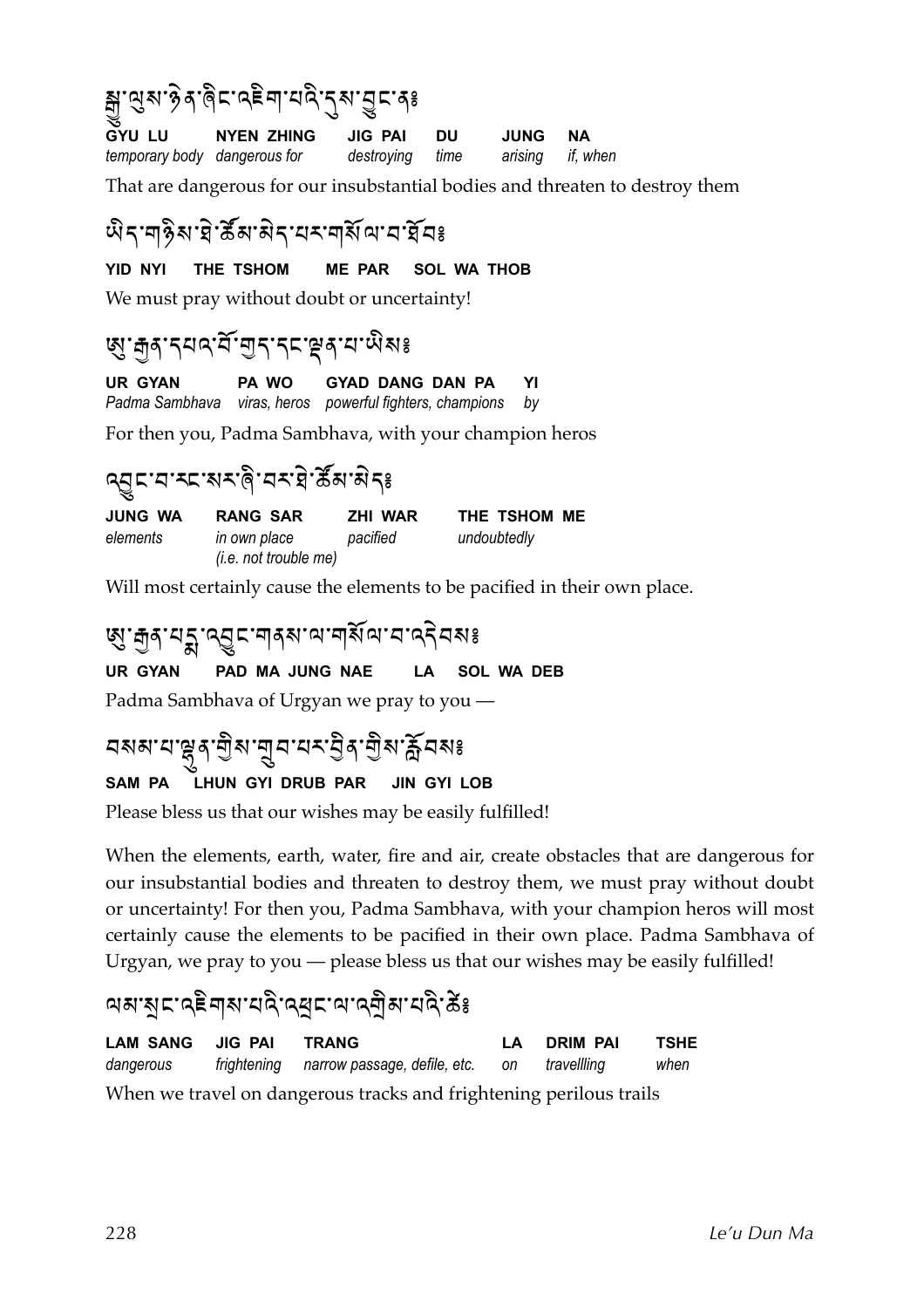སྒྱུ་ལུས་ཉེན་ཞིང་འཇིག་པའི་དུས་བྱུང་ན༔

| GYU LU | NYEN ZHING | JIG PAI | DU | JUNG | NA |
|---|---|---|---|---|---|
| *temporary body* | *dangerous for* | *destroying* | *time* | *arising* | *if, when* |

That are dangerous for our insubstantial bodies and threaten to destroy them

ཡིད་གཉིས་ཐེ་ཚོམ་མེད་པར་གསོལ་བ་ཐོབ༔

**YID NYI THE TSHOM ME PAR SOL WA THOB**

We must pray without doubt or uncertainty!

ཨུ་རྒྱན་དཔའ་བོ་གྱད་དང་ལྡན་པ་ཡིས༔

| UR GYAN | PA WO | GYAD DANG DAN PA | YI |
|---|---|---|---|
| *Padma Sambhava* | *viras, heros* | *powerful fighters, champions* | *by* |

For then you, Padma Sambhava, with your champion heros

འབྱུང་བ་རང་སར་ཞི་བར་ཐེ་ཚོམ་མེད༔

| JUNG WA | RANG SAR | ZHI WAR | THE TSHOM ME |
|---|---|---|---|
| *elements* | *in own place (i.e. not trouble me)* | *pacified* | *undoubtedly* |

Will most certainly cause the elements to be pacified in their own place.

ཨུ་རྒྱན་པདྨ་འབྱུང་གནས་ལ་གསོལ་བ་འདེབས༔

**UR GYAN PAD MA JUNG NAE LA SOL WA DEB**

Padma Sambhava of Urgyan we pray to you —

བསམ་པ་ལྷུན་གྱིས་གྲུབ་པར་བྱིན་གྱིས་རློབས༔

**SAM PA LHUN GYI DRUB PAR JIN GYI LOB**

Please bless us that our wishes may be easily fulfilled!

When the elements, earth, water, fire and air, create obstacles that are dangerous for our insubstantial bodies and threaten to destroy them, we must pray without doubt or uncertainty! For then you, Padma Sambhava, with your champion heros will most certainly cause the elements to be pacified in their own place. Padma Sambhava of Urgyan, we pray to you — please bless us that our wishes may be easily fulfilled!

ལམ་སྣང་འཇིགས་པའི་འཕྲང་ལ་འགྲིམ་པའི་ཚེ༔

| LAM SANG | JIG PAI | TRANG | LA | DRIM PAI | TSHE |
|---|---|---|---|---|---|
| *dangerous* | *frightening* | *narrow passage, defile, etc.* | *on* | *travellling* | *when* |

When we travel on dangerous tracks and frightening perilous trails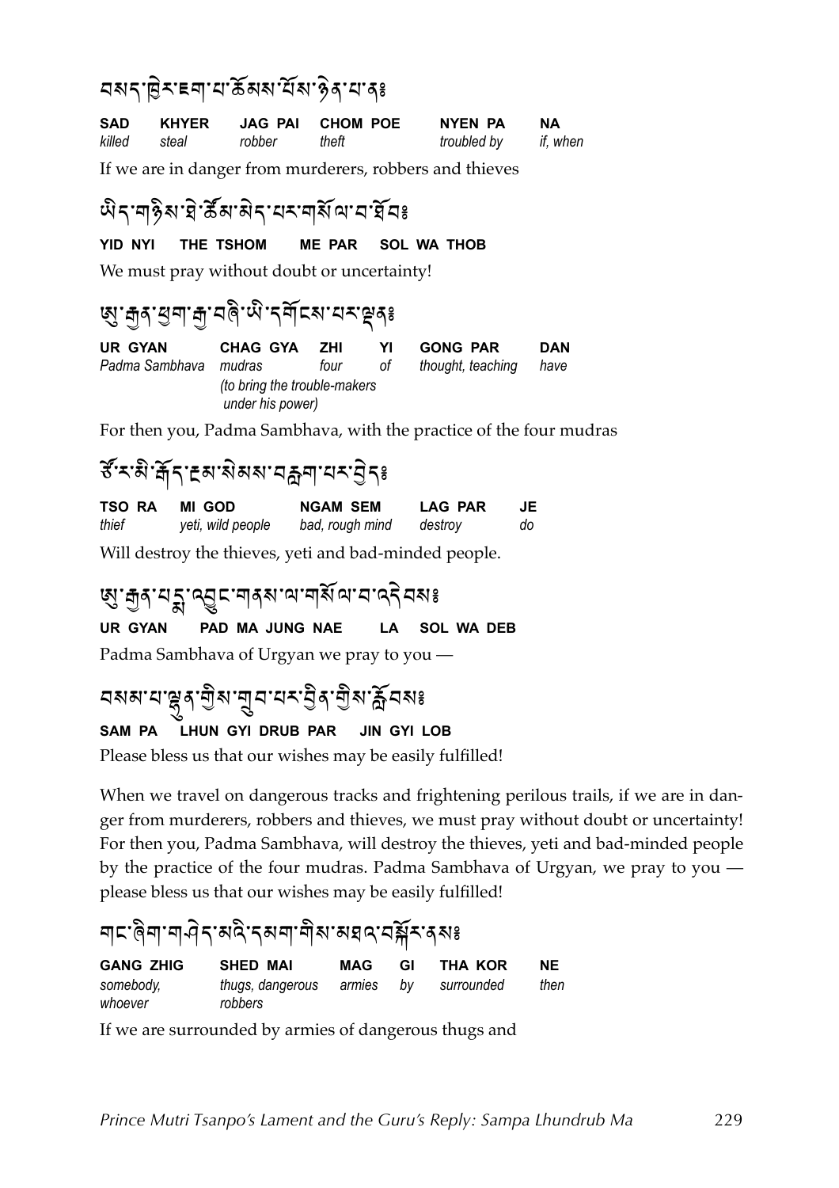བསད་ཁྱེར་ཇག་པ་ཆོམས་པོས་ཉེན་པ་ན༔

| SAD | KHYER | JAG PAI | CHOM POE | NYEN PA | NA |
|---|---|---|---|---|---|
| *killed* | *steal* | *robber* | *theft* | *troubled by* | *if, when* |

If we are in danger from murderers, robbers and thieves

ཡིད་གཉིས་ཐེ་ཚོམ་མེད་པར་གསོལ་བ་ཐོབ༔

**YID NYI THE TSHOM ME PAR SOL WA THOB**

We must pray without doubt or uncertainty!

ཨུ་རྒྱན་ཕྱག་རྒྱ་བཞི་ཡི་དགོངས་པར་ལྡན༔

| UR GYAN | CHAG GYA | ZHI | YI | GONG PAR | DAN |
|---|---|---|---|---|---|
| *Padma Sambhava* | *mudras (to bring the trouble-makers under his power)* | *four* | *of* | *thought, teaching* | *have* |

For then you, Padma Sambhava, with the practice of the four mudras

ཚོ་ར་མི་རྒོད་ངམ་སེམས་བརླག་པར་བྱེད༔

| TSO RA | MI GOD | NGAM SEM | LAG PAR | JE |
|---|---|---|---|---|
| *thief* | *yeti, wild people* | *bad, rough mind* | *destroy* | *do* |

Will destroy the thieves, yeti and bad-minded people.

ཨུ་རྒྱན་པདྨ་འབྱུང་གནས་ལ་གསོལ་བ་འདེབས༔

**UR GYAN PAD MA JUNG NAE LA SOL WA DEB**

Padma Sambhava of Urgyan we pray to you —

བསམ་པ་ལྷུན་གྱིས་གྲུབ་པར་བྱིན་གྱིས་རློབས༔

**SAM PA LHUN GYI DRUB PAR JIN GYI LOB**

Please bless us that our wishes may be easily fulfilled!

When we travel on dangerous tracks and frightening perilous trails, if we are in danger from murderers, robbers and thieves, we must pray without doubt or uncertainty! For then you, Padma Sambhava, will destroy the thieves, yeti and bad-minded people by the practice of the four mudras. Padma Sambhava of Urgyan, we pray to you — please bless us that our wishes may be easily fulfilled!

གང་ཞིག་གཤེད་མའི་དམག་གིས་མཐའ་བསྐོར་ནས༔

| GANG ZHIG | SHED MAI | MAG | GI | THA KOR | NE |
|---|---|---|---|---|---|
| *somebody, whoever* | *thugs, dangerous robbers* | *armies* | *by* | *surrounded* | *then* |

If we are surrounded by armies of dangerous thugs and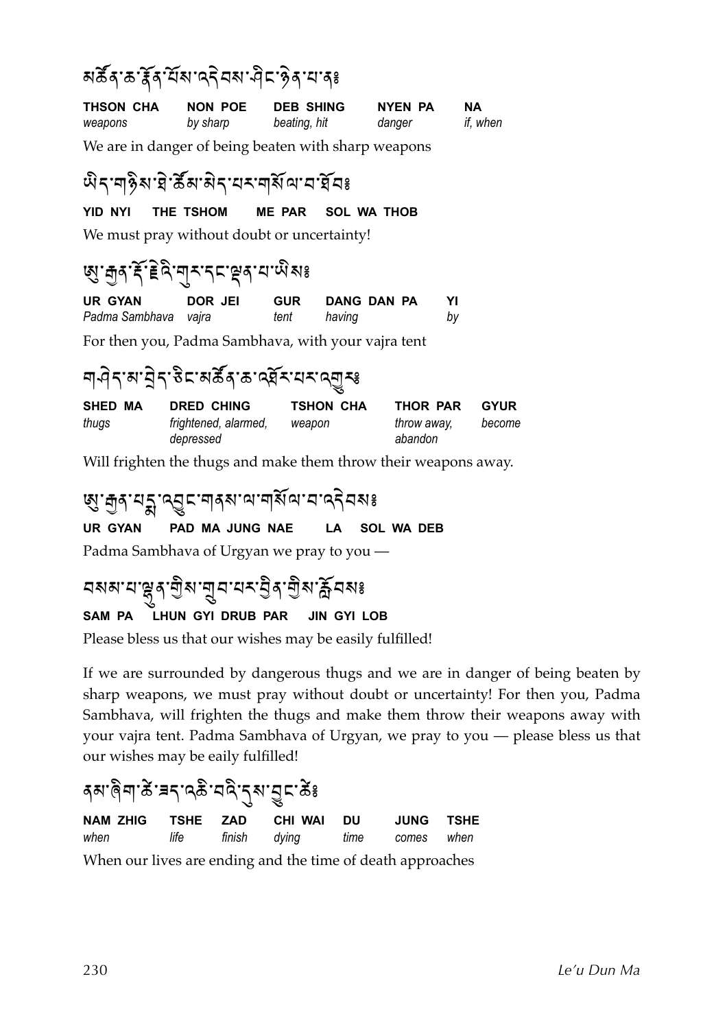མཚོན་ཆ་རྣོན་པོས་འདེབས་ཤིང་ཉེན་པ་ན༔

| THSON CHA | NON POE | DEB SHING | NYEN PA | NA |
|---|---|---|---|---|
| *weapons* | *by sharp* | *beating, hit* | *danger* | *if, when* |

We are in danger of being beaten with sharp weapons

ཡིད་གཉིས་ཐེ་ཚོམ་མེད་པར་གསོལ་བ་ཐོབ༔

**YID NYI THE TSHOM ME PAR SOL WA THOB**

We must pray without doubt or uncertainty!

ཨུ་རྒྱན་རྡོ་རྗེའི་གུར་དང་ལྡན་པ་ཡིས༔

| UR GYAN | DOR JEI | GUR | DANG DAN PA | YI |
|---|---|---|---|---|
| *Padma Sambhava* | *vajra* | *tent* | *having* | *by* |

For then you, Padma Sambhava, with your vajra tent

གཤེད་མ་བྲེད་ཅིང་མཚོན་ཆ་འཐོར་པར་འགྱུར༔

| SHED MA | DRED CHING | TSHON CHA | THOR PAR | GYUR |
|---|---|---|---|---|
| *thugs* | *frightened, alarmed, depressed* | *weapon* | *throw away, abandon* | *become* |

Will frighten the thugs and make them throw their weapons away.

ཨུ་རྒྱན་པདྨ་འབྱུང་གནས་ལ་གསོལ་བ་འདེབས༔

**UR GYAN PAD MA JUNG NAE LA SOL WA DEB**

Padma Sambhava of Urgyan we pray to you —

བསམ་པ་ལྷུན་གྱིས་གྲུབ་པར་བྱིན་གྱིས་རློབས༔

**SAM PA LHUN GYI DRUB PAR JIN GYI LOB**

Please bless us that our wishes may be easily fulfilled!

If we are surrounded by dangerous thugs and we are in danger of being beaten by sharp weapons, we must pray without doubt or uncertainty! For then you, Padma Sambhava, will frighten the thugs and make them throw their weapons away with your vajra tent. Padma Sambhava of Urgyan, we pray to you — please bless us that our wishes may be eaily fulfilled!

ནམ་ཞིག་ཚེ་ཟད་འཆི་བའི་དུས་བྱུང་ཚེ༔

| NAM ZHIG | TSHE | ZAD | CHI WAI | DU | JUNG | TSHE |
|---|---|---|---|---|---|---|
| *when* | *life* | *finish* | *dying* | *time* | *comes* | *when* |

When our lives are ending and the time of death approaches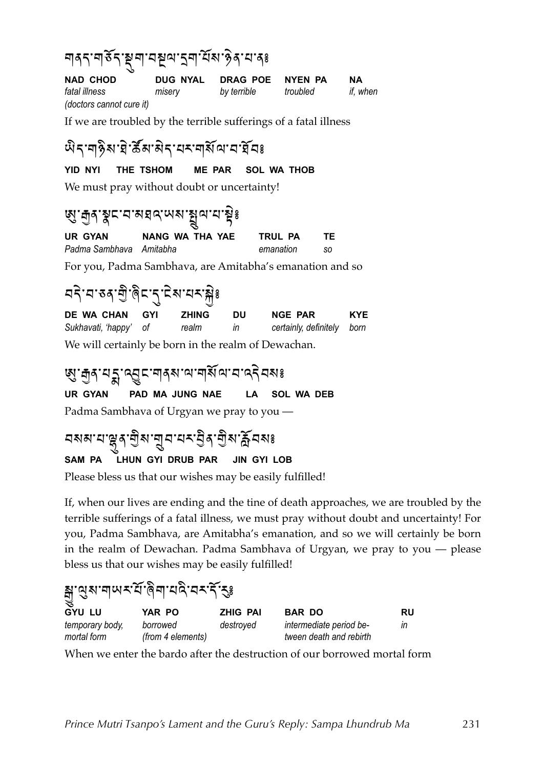གནད་གཅོད་སྡུག་བསྔལ་དྲག་པོས་ཉེན་པ་ན༔

| NAD CHOD | DUG NYAL | DRAG POE | NYEN PA | NA |
|---|---|---|---|---|
| *fatal illness (doctors cannot cure it)* | *misery* | *by terrible* | *troubled* | *if, when* |

If we are troubled by the terrible sufferings of a fatal illness

ཡིད་གཉིས་ཐེ་ཚོམ་མེད་པར་གསོལ་བ་ཐོབ༔

**YID NYI  THE TSHOM  ME PAR  SOL WA THOB**

We must pray without doubt or uncertainty!

ཨུ་རྒྱན་སྣང་བ་མཐའ་ཡས་སྤྲུལ་པ་སྟེ༔

| UR GYAN | NANG WA THA YAE | TRUL PA | TE |
|---|---|---|---|
| *Padma Sambhava* | *Amitabha* | *emanation* | *so* |

For you, Padma Sambhava, are Amitabha's emanation and so

བདེ་བ་ཅན་གྱི་ཞིང་དུ་ངེས་པར་སྐྱེ༔

| DE WA CHAN | GYI | ZHING | DU | NGE PAR | KYE |
|---|---|---|---|---|---|
| *Sukhavati, 'happy'* | *of* | *realm* | *in* | *certainly, definitely* | *born* |

We will certainly be born in the realm of Dewachan.

ཨུ་རྒྱན་པདྨ་འབྱུང་གནས་ལ་གསོལ་བ་འདེབས༔

**UR GYAN  PAD MA JUNG NAE  LA  SOL WA DEB**

Padma Sambhava of Urgyan we pray to you —

བསམ་པ་ལྷུན་གྱིས་གྲུབ་པར་བྱིན་གྱིས་རློབས༔

**SAM PA  LHUN GYI DRUB PAR  JIN GYI LOB**

Please bless us that our wishes may be easily fulfilled!

If, when our lives are ending and the tine of death approaches, we are troubled by the terrible sufferings of a fatal illness, we must pray without doubt and uncertainty! For you, Padma Sambhava, are Amitabha's emanation, and so we will certainly be born in the realm of Dewachan. Padma Sambhava of Urgyan, we pray to you — please bless us that our wishes may be easily fulfilled!

སྒྱུ་ལུས་གཡར་པོ་ཞིག་པའི་བར་དོ་རུ༔

| GYU LU | YAR PO | ZHIG PAI | BAR DO | RU |
|---|---|---|---|---|
| *temporary body, mortal form* | *borrowed (from 4 elements)* | *destroyed* | *intermediate period between death and rebirth* | *in* |

When we enter the bardo after the destruction of our borrowed mortal form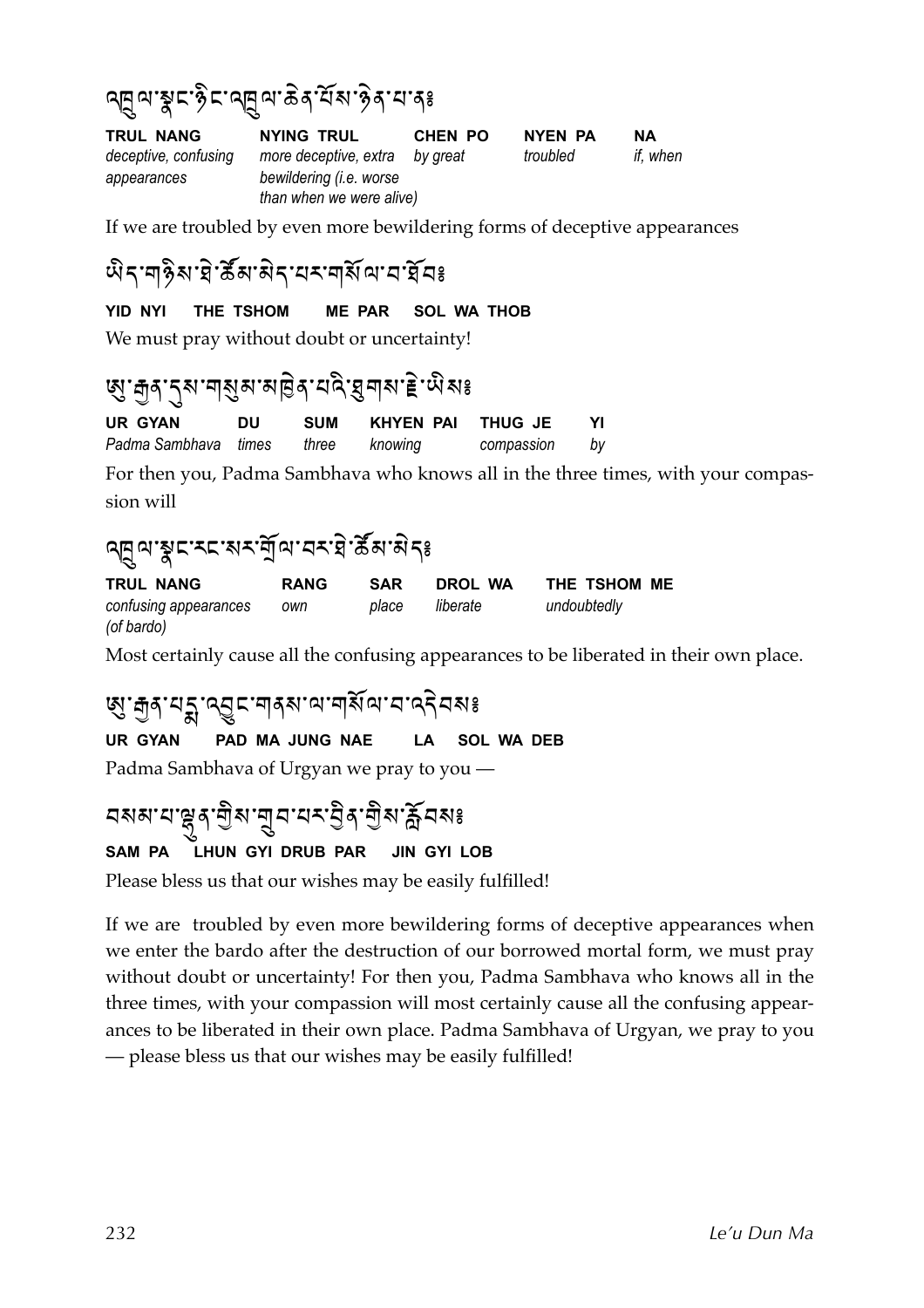འཁྲུལ་སྣང་ཉིང་འཁྲུལ་ཆེན་པོས་ཉེན་པ་ན༔

| TRUL NANG | NYING TRUL | CHEN PO | NYEN PA | NA |
|---|---|---|---|---|
| *deceptive, confusing appearances* | *more deceptive, extra bewildering (i.e. worse than when we were alive)* | *by great* | *troubled* | *if, when* |

If we are troubled by even more bewildering forms of deceptive appearances

ཡིད་གཉིས་ཐེ་ཚོམ་མེད་པར་གསོལ་བ་ཐོབ༔

**YID NYI THE TSHOM ME PAR SOL WA THOB**

We must pray without doubt or uncertainty!

ཨུ་རྒྱན་དུས་གསུམ་མཁྱེན་པའི་ཐུགས་རྗེ་ཡིས༔

| UR GYAN | DU | SUM | KHYEN PAI | THUG JE | YI |
|---|---|---|---|---|---|
| *Padma Sambhava* | *times* | *three* | *knowing* | *compassion* | *by* |

For then you, Padma Sambhava who knows all in the three times, with your compassion will

འཁྲུལ་སྣང་རང་སར་གྲོལ་བར་ཐེ་ཚོམ་མེད༔

| TRUL NANG | RANG | SAR | DROL WA | THE TSHOM ME |
|---|---|---|---|---|
| *confusing appearances (of bardo)* | *own* | *place* | *liberate* | *undoubtedly* |

Most certainly cause all the confusing appearances to be liberated in their own place.

ཨུ་རྒྱན་པདྨ་འབྱུང་གནས་ལ་གསོལ་བ་འདེབས༔

**UR GYAN PAD MA JUNG NAE LA SOL WA DEB**

Padma Sambhava of Urgyan we pray to you —

བསམ་པ་ལྷུན་གྱིས་གྲུབ་པར་བྱིན་གྱིས་རློབས༔

**SAM PA LHUN GYI DRUB PAR JIN GYI LOB**

Please bless us that our wishes may be easily fulfilled!

If we are troubled by even more bewildering forms of deceptive appearances when we enter the bardo after the destruction of our borrowed mortal form, we must pray without doubt or uncertainty! For then you, Padma Sambhava who knows all in the three times, with your compassion will most certainly cause all the confusing appearances to be liberated in their own place. Padma Sambhava of Urgyan, we pray to you — please bless us that our wishes may be easily fulfilled!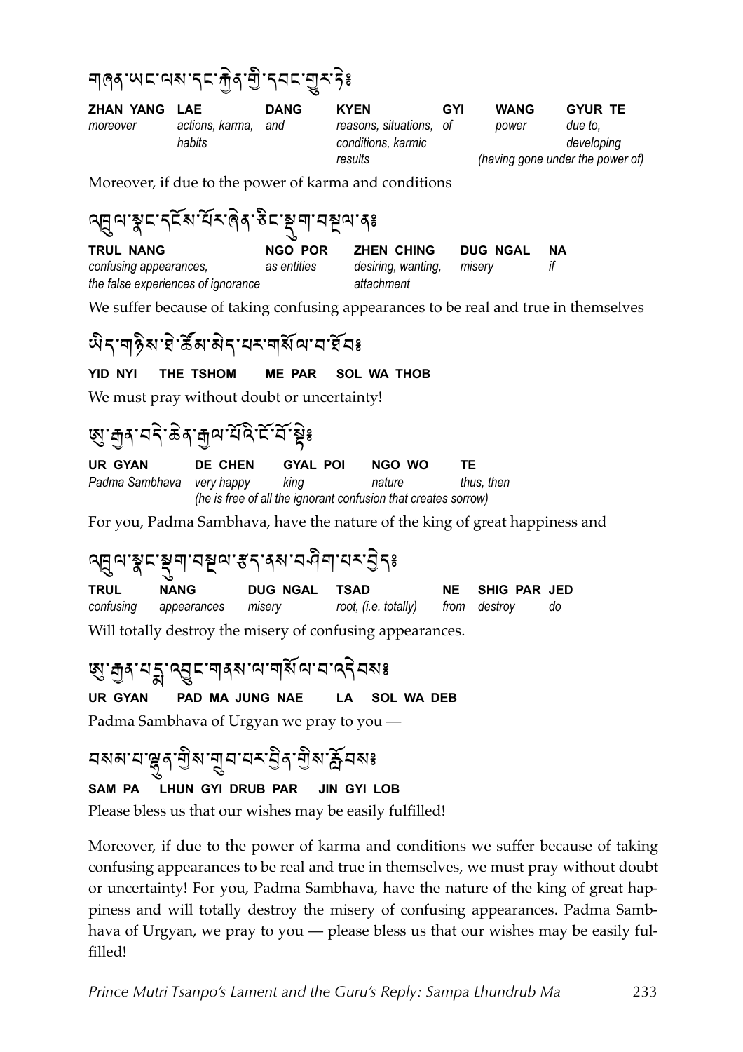གཞན་ཡང་ལས་དང་རྐྱེན་གྱི་དབང་གྱུར་ཏེ༔

| ZHAN YANG | LAE | DANG | KYEN | GYI | WANG | GYUR TE |
|---|---|---|---|---|---|---|
| *moreover* | *actions, karma, habits* | *and* | *reasons, situations, conditions, karmic results* | *of* | *power* | *due to, developing* |
| | | | | | *(having gone under the power of)* | |

Moreover, if due to the power of karma and conditions

འཁྲུལ་སྣང་དངོས་པོར་ཞེན་ཅིང་སྡུག་བསྔལ་ན༔

| TRUL NANG | NGO POR | ZHEN CHING | DUG NGAL | NA |
|---|---|---|---|---|
| *confusing appearances, the false experiences of ignorance* | *as entities* | *desiring, wanting, attachment* | *misery* | *if* |

We suffer because of taking confusing appearances to be real and true in themselves

ཡིད་གཉིས་ཐེ་ཚོམ་མེད་པར་གསོལ་བ་ཐོབ༔

**YID NYI THE TSHOM ME PAR SOL WA THOB**

We must pray without doubt or uncertainty!

ཨུ་རྒྱན་བདེ་ཆེན་རྒྱལ་པོའི་ངོ་བོ་སྟེ༔

| UR GYAN | DE CHEN | GYAL POI | NGO WO | TE |
|---|---|---|---|---|
| *Padma Sambhava* | *very happy* | *king* | *nature* | *thus, then* |
| | *(he is free of all the ignorant confusion that creates sorrow)* | | | |

For you, Padma Sambhava, have the nature of the king of great happiness and

འཁྲུལ་སྣང་སྡུག་བསྔལ་རྩད་ནས་བཤིག་པར་བྱེད༔

| TRUL | NANG | DUG NGAL | TSAD | NE | SHIG PAR | JED |
|---|---|---|---|---|---|---|
| *confusing* | *appearances* | *misery* | *root, (i.e. totally)* | *from* | *destroy* | *do* |

Will totally destroy the misery of confusing appearances.

ཨུ་རྒྱན་པདྨ་འབྱུང་གནས་ལ་གསོལ་བ་འདེབས༔

**UR GYAN PAD MA JUNG NAE LA SOL WA DEB**

Padma Sambhava of Urgyan we pray to you —

བསམ་པ་ལྷུན་གྱིས་གྲུབ་པར་བྱིན་གྱིས་རློབས༔

**SAM PA LHUN GYI DRUB PAR JIN GYI LOB**

Please bless us that our wishes may be easily fulfilled!

Moreover, if due to the power of karma and conditions we suffer because of taking confusing appearances to be real and true in themselves, we must pray without doubt or uncertainty! For you, Padma Sambhava, have the nature of the king of great happiness and will totally destroy the misery of confusing appearances. Padma Sambhava of Urgyan, we pray to you — please bless us that our wishes may be easily fulfilled!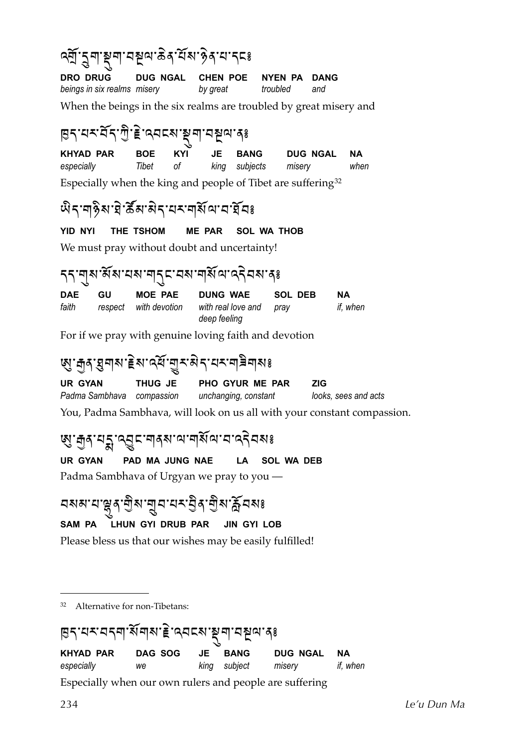འགྲོ་དྲུག་སྡུག་བསྔལ་ཆེན་པོས་ཉེན་པ་དང༔

| | | | | |
|---|---|---|---|---|
| **DRO DRUG** | **DUG NGAL** | **CHEN POE** | **NYEN PA** | **DANG** |
| *beings in six realms* | *misery* | *by great* | *troubled* | *and* |

When the beings in the six realms are troubled by great misery and

ཁྱད་པར་བོད་ཀྱི་རྗེ་འབངས་སྡུག་བསྔལ་ན༔

| | | | | | | |
|---|---|---|---|---|---|---|
| **KHYAD PAR** | **BOE** | **KYI** | **JE** | **BANG** | **DUG NGAL** | **NA** |
| *especially* | *Tibet* | *of* | *king* | *subjects* | *misery* | *when* |

Especially when the king and people of Tibet are suffering[32]

ཡིད་གཉིས་ཐེ་ཚོམ་མེད་པར་གསོལ་བ་ཐོབ༔

**YID NYI THE TSHOM ME PAR SOL WA THOB**

We must pray without doubt and uncertainty!

དད་གུས་མོས་པས་གདུང་བས་གསོལ་འདེབས་ན༔

| | | | | | |
|---|---|---|---|---|---|
| **DAE** | **GU** | **MOE PAE** | **DUNG WAE** | **SOL DEB** | **NA** |
| *faith* | *respect* | *with devotion* | *with real love and deep feeling* | *pray* | *if, when* |

For if we pray with genuine loving faith and devotion

ཨུ་རྒྱན་ཐུགས་རྗེས་འཕོ་འགྱུར་མེད་པར་གཟིགས༔

| | | | |
|---|---|---|---|
| **UR GYAN** | **THUG JE** | **PHO GYUR ME PAR** | **ZIG** |
| *Padma Sambhava* | *compassion* | *unchanging, constant* | *looks, sees and acts* |

You, Padma Sambhava, will look on us all with your constant compassion.

ཨུ་རྒྱན་པདྨ་འབྱུང་གནས་ལ་གསོལ་བ་འདེབས༔

**UR GYAN PAD MA JUNG NAE LA SOL WA DEB**

Padma Sambhava of Urgyan we pray to you —

བསམ་པ་ལྷུན་གྱིས་གྲུབ་པར་བྱིན་གྱིས་རློབས༔

**SAM PA LHUN GYI DRUB PAR JIN GYI LOB**

Please bless us that our wishes may be easily fulfilled!

---

[32] Alternative for non-Tibetans:

ཁྱད་པར་བདག་སོགས་རྗེ་འབངས་སྡུག་བསྔལ་ན༔

| | | | | | |
|---|---|---|---|---|---|
| **KHYAD PAR** | **DAG SOG** | **JE** | **BANG** | **DUG NGAL** | **NA** |
| *especially* | *we* | *king* | *subject* | *misery* | *if, when* |

Especially when our own rulers and people are suffering